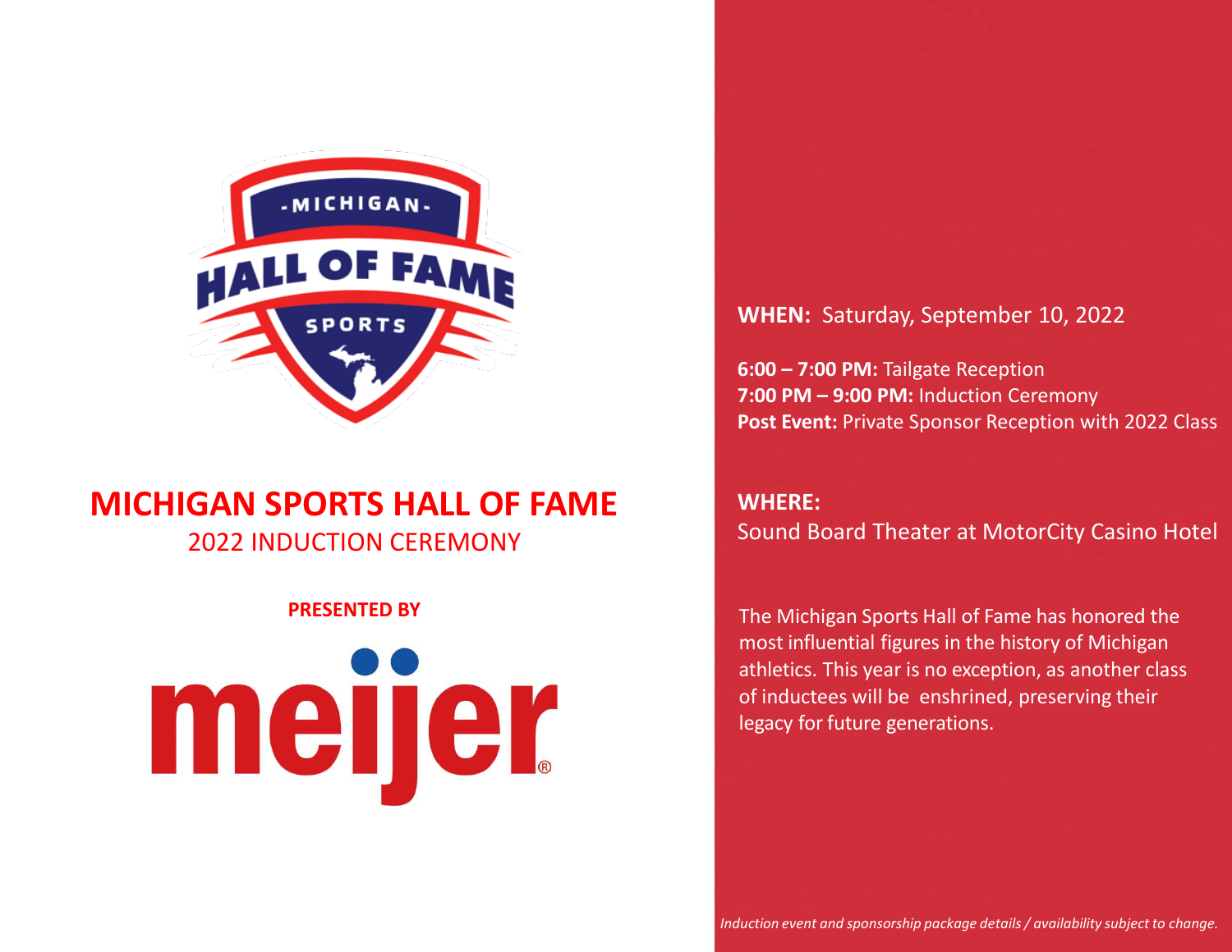# MICHIGAN SPORTS HALL OF FAME

## 2022 INDUCTION CEREMONY

**PRESENTED BY**

meijer

**WHEN:** Saturday, September 10, 2022

**6:00 – 7:00 PM:** Tailgate Reception
**7:00 PM – 9:00 PM:** Induction Ceremony
**Post Event:** Private Sponsor Reception with 2022 Class

**WHERE:**
Sound Board Theater at MotorCity Casino Hotel

The Michigan Sports Hall of Fame has honored the most influential figures in the history of Michigan athletics. This year is no exception, as another class of inductees will be enshrined, preserving their legacy for future generations.

*Induction event and sponsorship package details / availability subject to change.*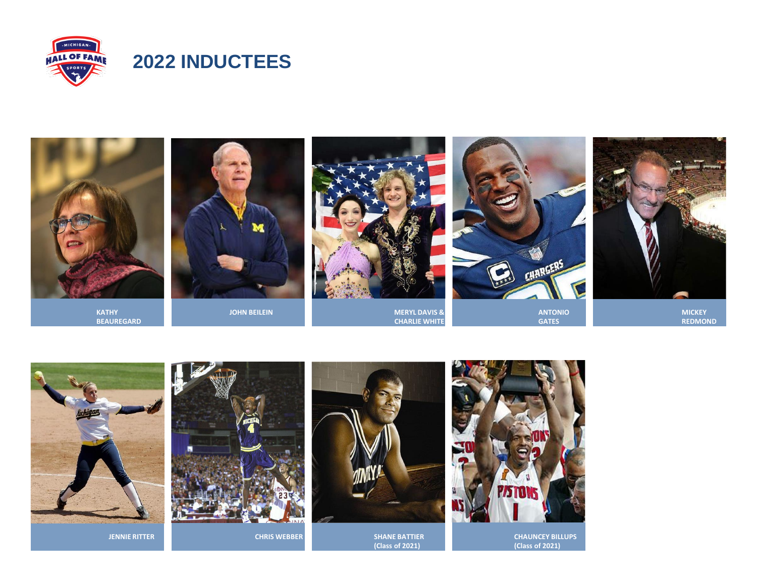# 2022 INDUCTEES

KATHY BEAUREGARD

JOHN BEILEIN

MERYL DAVIS & CHARLIE WHITE

ANTONIO GATES

MICKEY REDMOND

JENNIE RITTER

CHRIS WEBBER

SHANE BATTIER (Class of 2021)

CHAUNCEY BILLUPS (Class of 2021)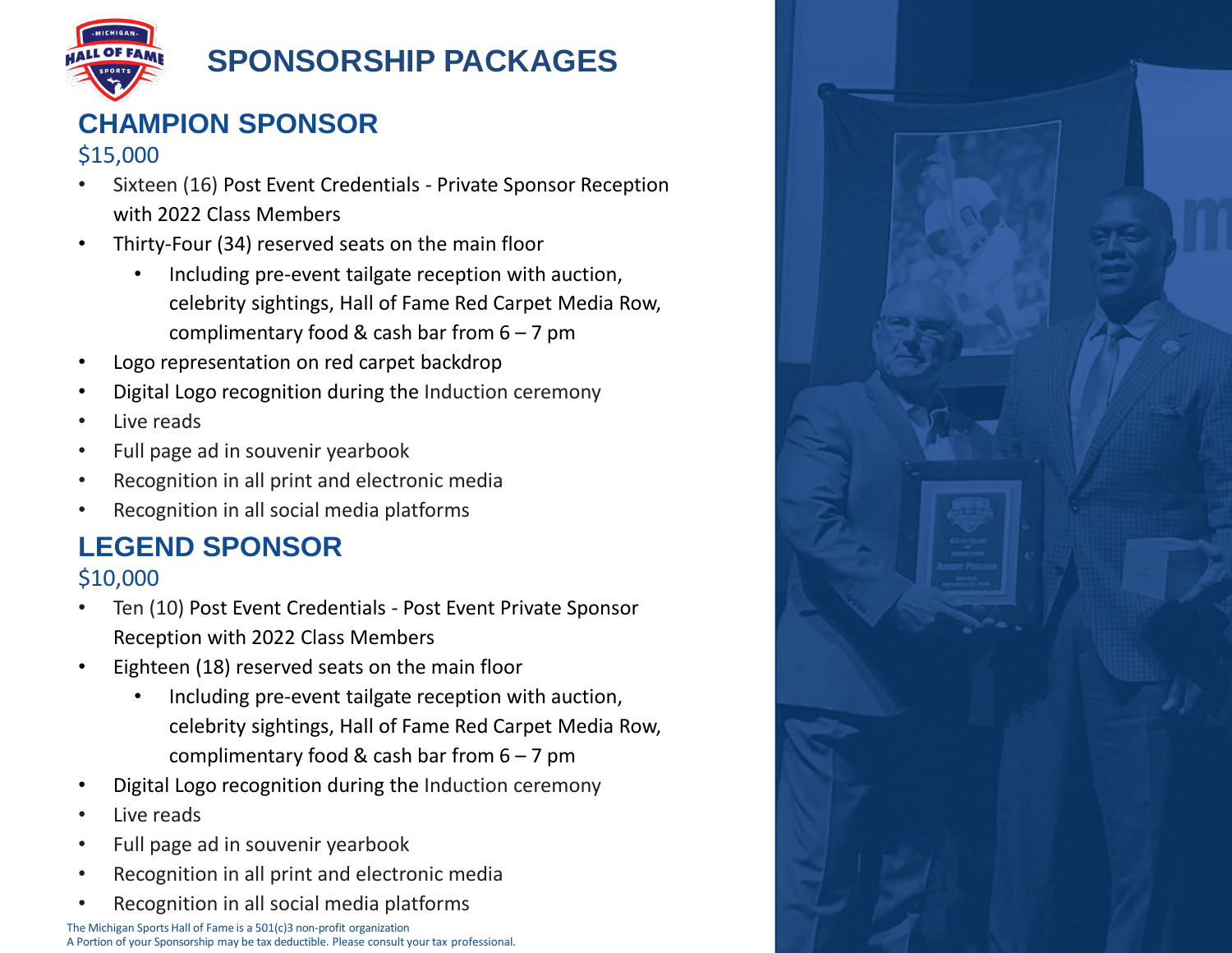# SPONSORSHIP PACKAGES

## CHAMPION SPONSOR

$15,000

- Sixteen (16) Post Event Credentials - Private Sponsor Reception with 2022 Class Members
- Thirty-Four (34) reserved seats on the main floor
  - Including pre-event tailgate reception with auction, celebrity sightings, Hall of Fame Red Carpet Media Row, complimentary food & cash bar from 6 – 7 pm
- Logo representation on red carpet backdrop
- Digital Logo recognition during the Induction ceremony
- Live reads
- Full page ad in souvenir yearbook
- Recognition in all print and electronic media
- Recognition in all social media platforms

## LEGEND SPONSOR

$10,000

- Ten (10) Post Event Credentials - Post Event Private Sponsor Reception with 2022 Class Members
- Eighteen (18) reserved seats on the main floor
  - Including pre-event tailgate reception with auction, celebrity sightings, Hall of Fame Red Carpet Media Row, complimentary food & cash bar from 6 – 7 pm
- Digital Logo recognition during the Induction ceremony
- Live reads
- Full page ad in souvenir yearbook
- Recognition in all print and electronic media
- Recognition in all social media platforms

The Michigan Sports Hall of Fame is a 501(c)3 non-profit organization
A Portion of your Sponsorship may be tax deductible. Please consult your tax professional.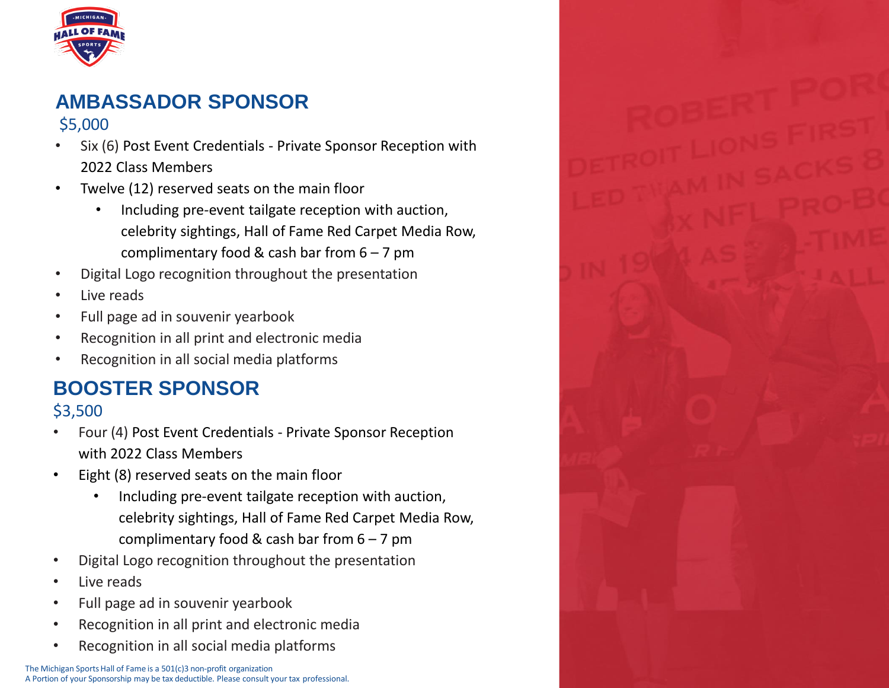## AMBASSADOR SPONSOR

$5,000

- Six (6) Post Event Credentials - Private Sponsor Reception with 2022 Class Members
- Twelve (12) reserved seats on the main floor
  - Including pre-event tailgate reception with auction, celebrity sightings, Hall of Fame Red Carpet Media Row, complimentary food & cash bar from 6 – 7 pm
- Digital Logo recognition throughout the presentation
- Live reads
- Full page ad in souvenir yearbook
- Recognition in all print and electronic media
- Recognition in all social media platforms

## BOOSTER SPONSOR

$3,500

- Four (4) Post Event Credentials - Private Sponsor Reception with 2022 Class Members
- Eight (8) reserved seats on the main floor
  - Including pre-event tailgate reception with auction, celebrity sightings, Hall of Fame Red Carpet Media Row, complimentary food & cash bar from 6 – 7 pm
- Digital Logo recognition throughout the presentation
- Live reads
- Full page ad in souvenir yearbook
- Recognition in all print and electronic media
- Recognition in all social media platforms

The Michigan Sports Hall of Fame is a 501(c)3 non-profit organization
A Portion of your Sponsorship may be tax deductible. Please consult your tax professional.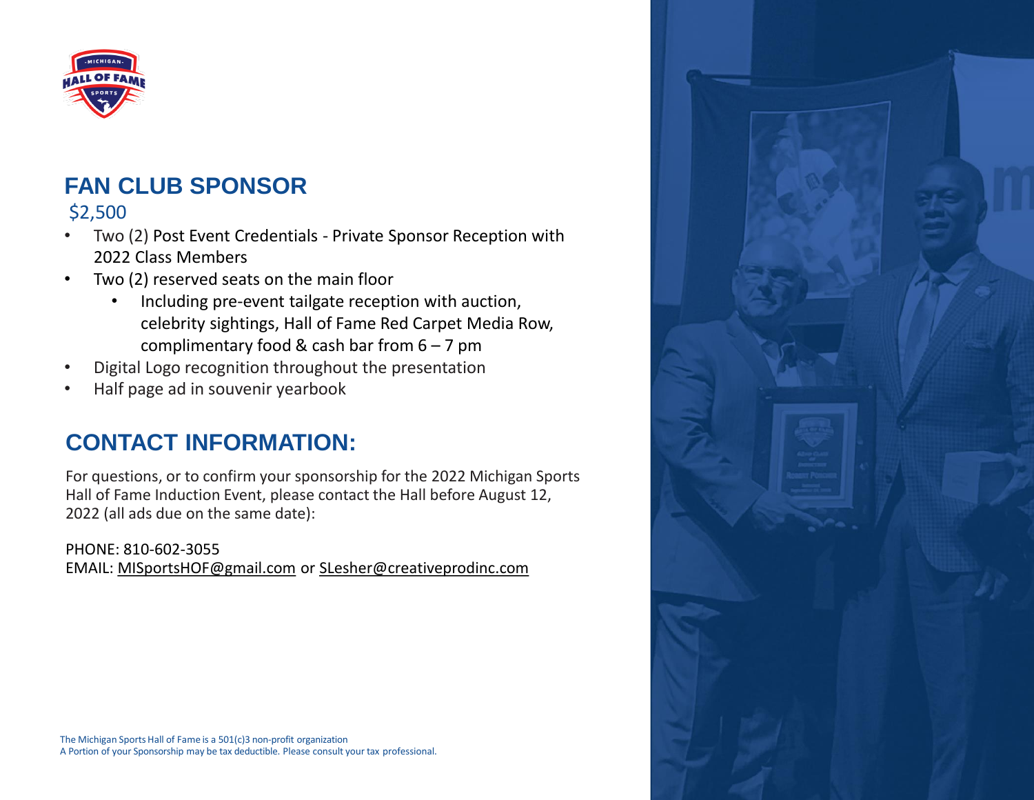## FAN CLUB SPONSOR

$2,500

- Two (2) Post Event Credentials - Private Sponsor Reception with 2022 Class Members
- Two (2) reserved seats on the main floor
  - Including pre-event tailgate reception with auction, celebrity sightings, Hall of Fame Red Carpet Media Row, complimentary food & cash bar from 6 – 7 pm
- Digital Logo recognition throughout the presentation
- Half page ad in souvenir yearbook

## CONTACT INFORMATION:

For questions, or to confirm your sponsorship for the 2022 Michigan Sports Hall of Fame Induction Event, please contact the Hall before August 12, 2022 (all ads due on the same date):

PHONE: 810-602-3055
EMAIL: MISportsHOF@gmail.com or SLesher@creativeprodinc.com

The Michigan Sports Hall of Fame is a 501(c)3 non-profit organization
A Portion of your Sponsorship may be tax deductible. Please consult your tax professional.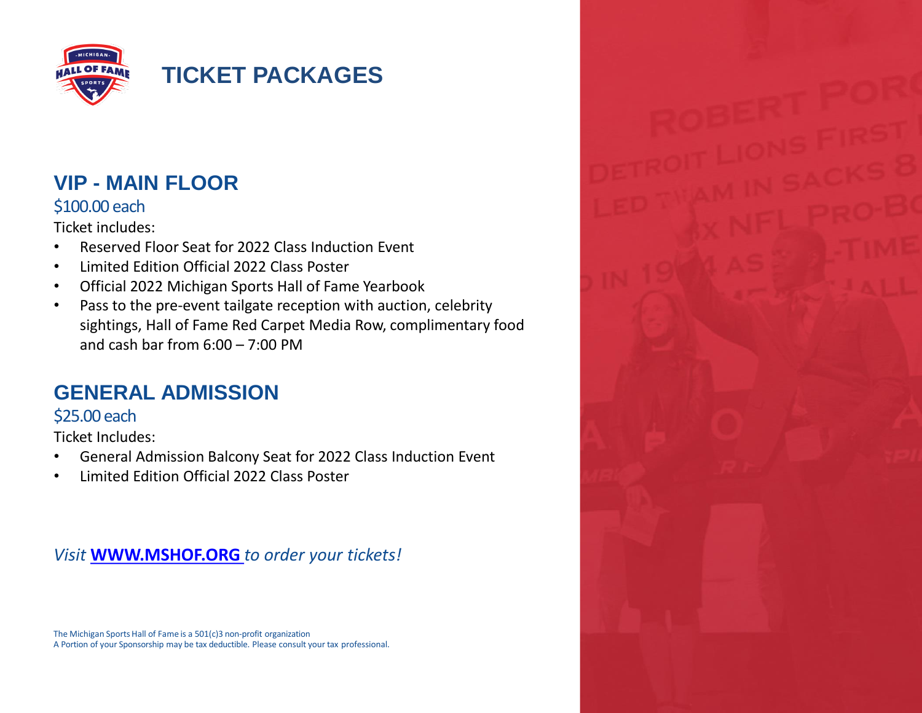# TICKET PACKAGES

## VIP - MAIN FLOOR

$100.00 each

Ticket includes:

- Reserved Floor Seat for 2022 Class Induction Event
- Limited Edition Official 2022 Class Poster
- Official 2022 Michigan Sports Hall of Fame Yearbook
- Pass to the pre-event tailgate reception with auction, celebrity sightings, Hall of Fame Red Carpet Media Row, complimentary food and cash bar from 6:00 – 7:00 PM

## GENERAL ADMISSION

$25.00 each

Ticket Includes:

- General Admission Balcony Seat for 2022 Class Induction Event
- Limited Edition Official 2022 Class Poster

*Visit* **WWW.MSHOF.ORG** *to order your tickets!*

The Michigan Sports Hall of Fame is a 501(c)3 non-profit organization
A Portion of your Sponsorship may be tax deductible. Please consult your tax professional.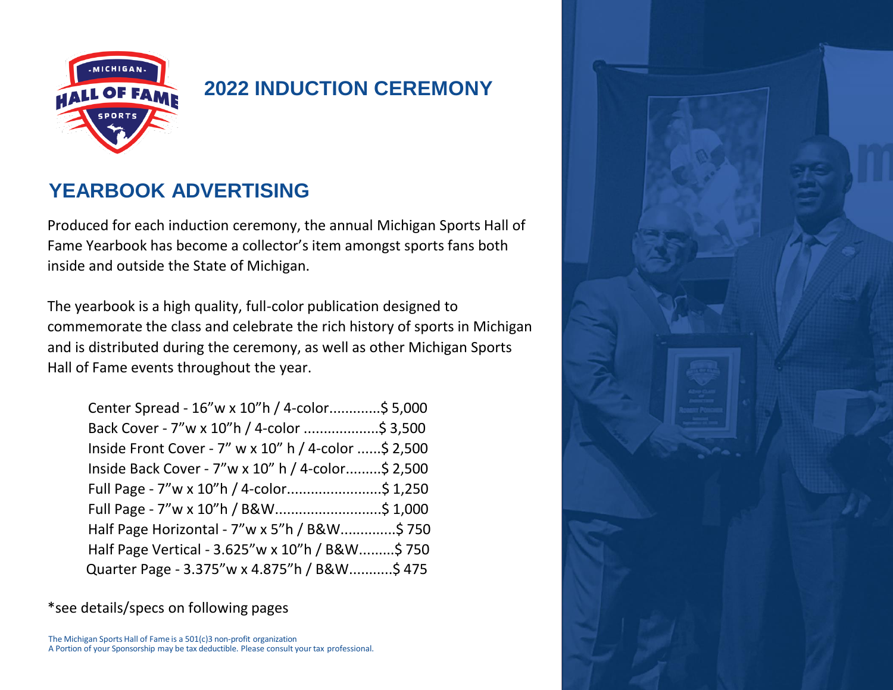## 2022 INDUCTION CEREMONY

# YEARBOOK ADVERTISING

Produced for each induction ceremony, the annual Michigan Sports Hall of Fame Yearbook has become a collector's item amongst sports fans both inside and outside the State of Michigan.

The yearbook is a high quality, full-color publication designed to commemorate the class and celebrate the rich history of sports in Michigan and is distributed during the ceremony, as well as other Michigan Sports Hall of Fame events throughout the year.

- Center Spread - 16"w x 10"h / 4-color............$ 5,000
- Back Cover - 7"w x 10"h / 4-color ..................$ 3,500
- Inside Front Cover - 7" w x 10" h / 4-color ......$ 2,500
- Inside Back Cover - 7"w x 10" h / 4-color.........$ 2,500
- Full Page - 7"w x 10"h / 4-color.......................$ 1,250
- Full Page - 7"w x 10"h / B&W..........................$ 1,000
- Half Page Horizontal - 7"w x 5"h / B&W.............$ 750
- Half Page Vertical - 3.625"w x 10"h / B&W.........$ 750
- Quarter Page - 3.375"w x 4.875"h / B&W..........$ 475

*see details/specs on following pages

The Michigan Sports Hall of Fame is a 501(c)3 non-profit organization
A Portion of your Sponsorship may be tax deductible. Please consult your tax professional.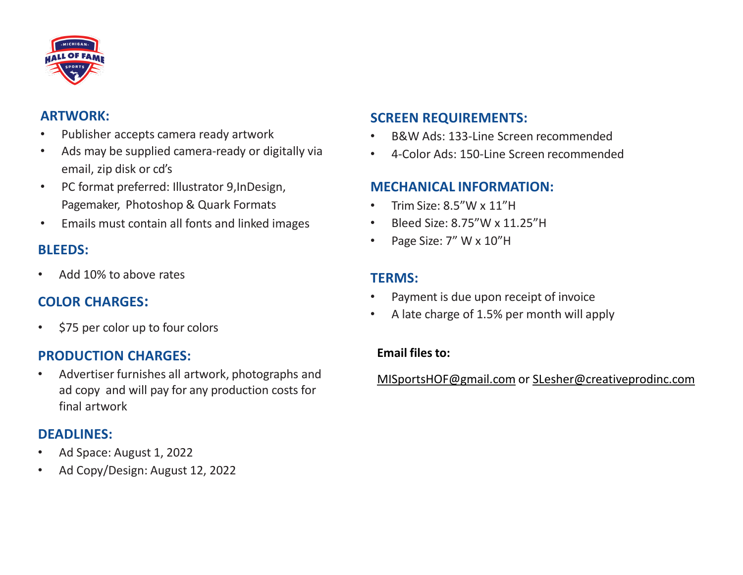## ARTWORK:

- Publisher accepts camera ready artwork
- Ads may be supplied camera-ready or digitally via email, zip disk or cd's
- PC format preferred: Illustrator 9,InDesign, Pagemaker, Photoshop & Quark Formats
- Emails must contain all fonts and linked images

## BLEEDS:

- Add 10% to above rates

## COLOR CHARGES:

- $75 per color up to four colors

## PRODUCTION CHARGES:

- Advertiser furnishes all artwork, photographs and ad copy and will pay for any production costs for final artwork

## DEADLINES:

- Ad Space: August 1, 2022
- Ad Copy/Design: August 12, 2022

## SCREEN REQUIREMENTS:

- B&W Ads: 133-Line Screen recommended
- 4-Color Ads: 150-Line Screen recommended

## MECHANICAL INFORMATION:

- Trim Size: 8.5"W x 11"H
- Bleed Size: 8.75"W x 11.25"H
- Page Size: 7" W x 10"H

## TERMS:

- Payment is due upon receipt of invoice
- A late charge of 1.5% per month will apply

**Email files to:**

MISportsHOF@gmail.com or SLesher@creativeprodinc.com